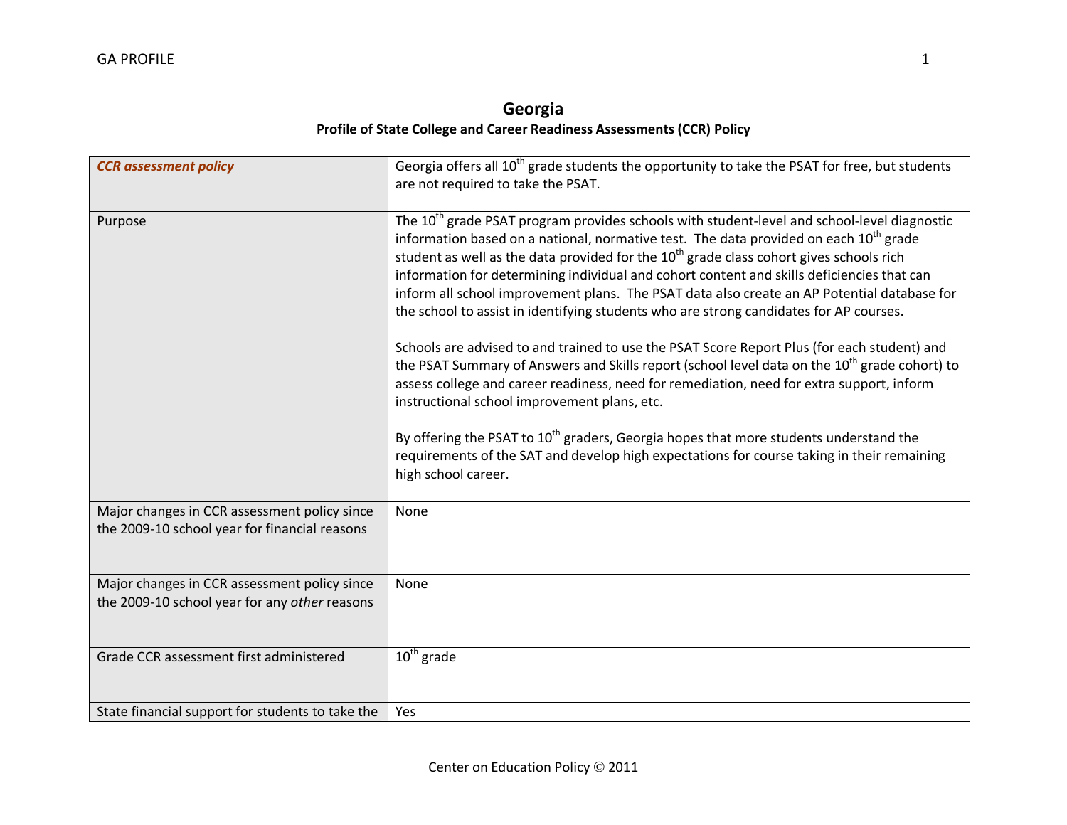# Georgia

## Profile of State College and Career Readiness Assessments (CCR) Policy

| ***CCR assessment policy*** | Georgia offers all 10th grade students the opportunity to take the PSAT for free, but students are not required to take the PSAT. |
|---|---|
| Purpose | The 10th grade PSAT program provides schools with student-level and school-level diagnostic information based on a national, normative test. The data provided on each 10th grade student as well as the data provided for the 10th grade class cohort gives schools rich information for determining individual and cohort content and skills deficiencies that can inform all school improvement plans. The PSAT data also create an AP Potential database for the school to assist in identifying students who are strong candidates for AP courses.<br><br>Schools are advised to and trained to use the PSAT Score Report Plus (for each student) and the PSAT Summary of Answers and Skills report (school level data on the 10th grade cohort) to assess college and career readiness, need for remediation, need for extra support, inform instructional school improvement plans, etc.<br><br>By offering the PSAT to 10th graders, Georgia hopes that more students understand the requirements of the SAT and develop high expectations for course taking in their remaining high school career. |
| Major changes in CCR assessment policy since the 2009-10 school year for financial reasons | None |
| Major changes in CCR assessment policy since the 2009-10 school year for any *other* reasons | None |
| Grade CCR assessment first administered | 10th grade |
| State financial support for students to take the | Yes |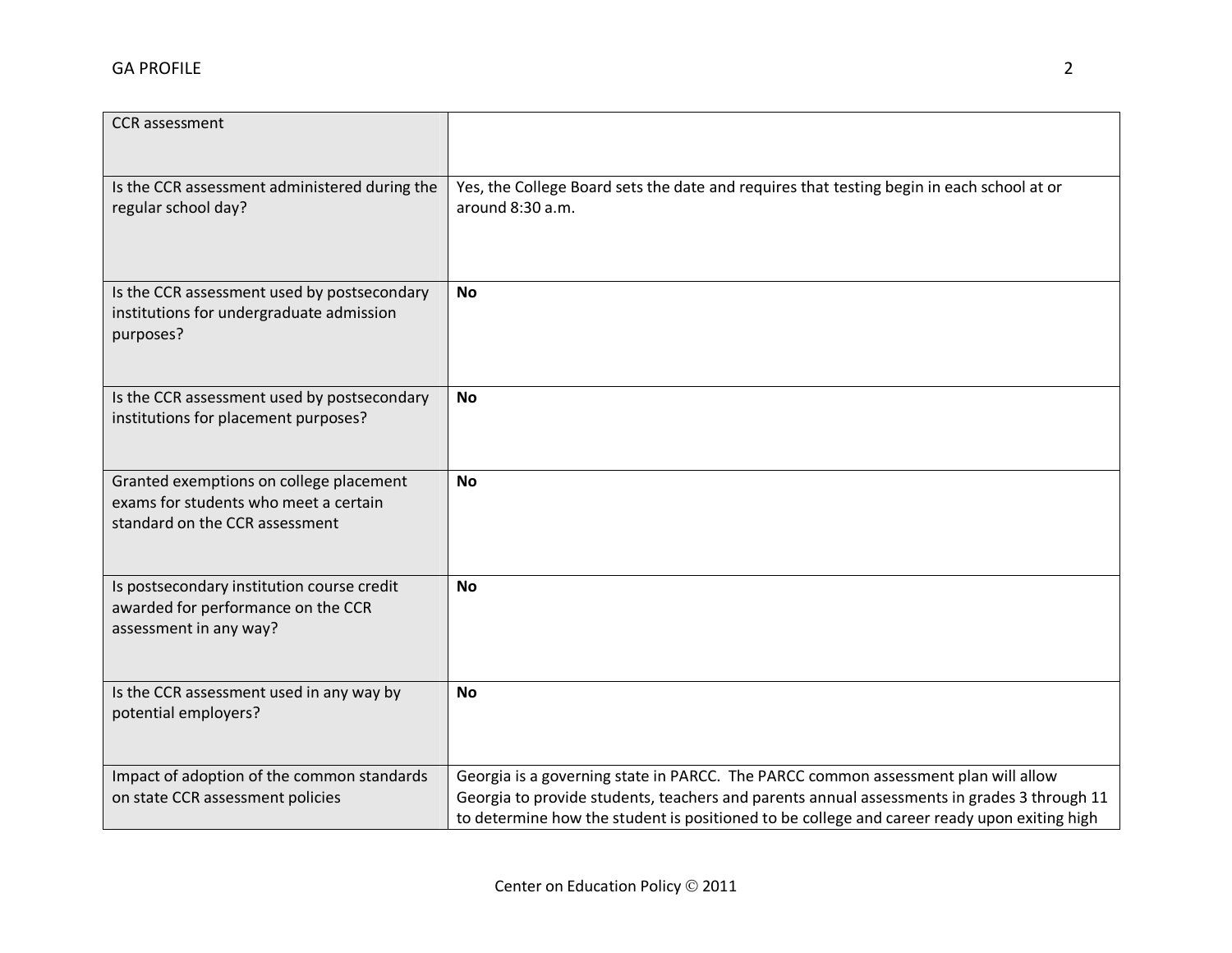| CCR assessment | |
|---|---|
| Is the CCR assessment administered during the regular school day? | Yes, the College Board sets the date and requires that testing begin in each school at or around 8:30 a.m. |
| Is the CCR assessment used by postsecondary institutions for undergraduate admission purposes? | **No** |
| Is the CCR assessment used by postsecondary institutions for placement purposes? | **No** |
| Granted exemptions on college placement exams for students who meet a certain standard on the CCR assessment | **No** |
| Is postsecondary institution course credit awarded for performance on the CCR assessment in any way? | **No** |
| Is the CCR assessment used in any way by potential employers? | **No** |
| Impact of adoption of the common standards on state CCR assessment policies | Georgia is a governing state in PARCC. The PARCC common assessment plan will allow Georgia to provide students, teachers and parents annual assessments in grades 3 through 11 to determine how the student is positioned to be college and career ready upon exiting high |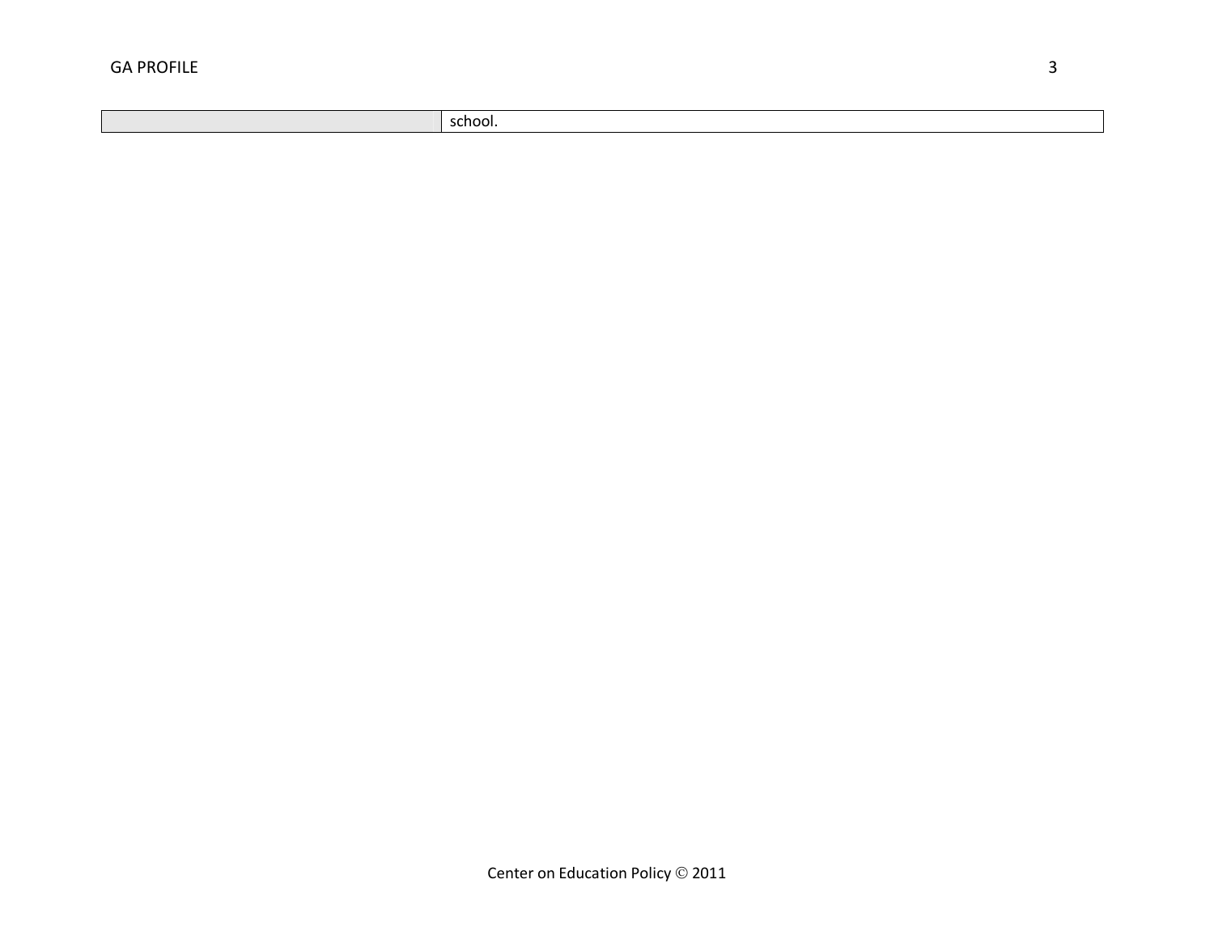| | |
|---|---|
| | school. |